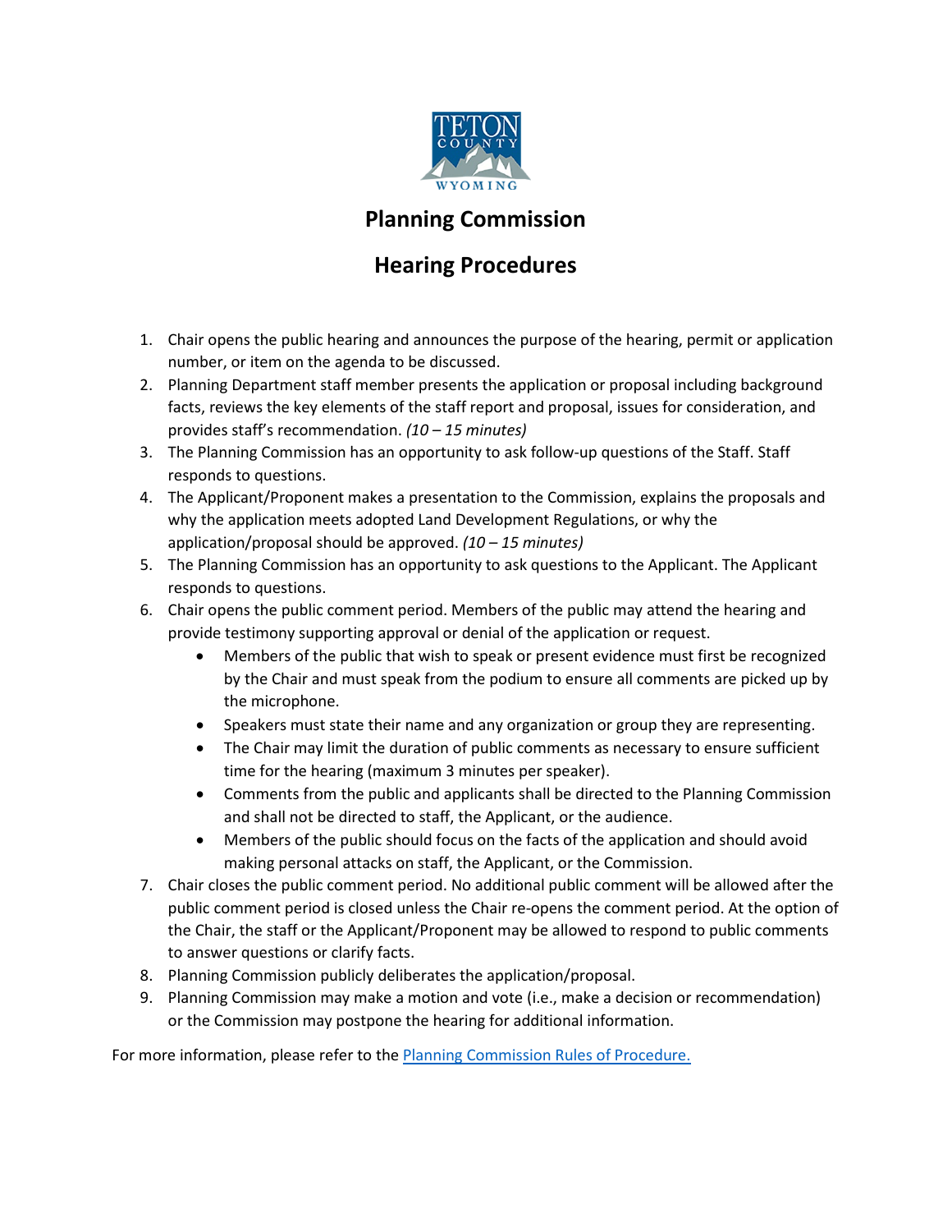# Planning Commission

## Hearing Procedures

1. Chair opens the public hearing and announces the purpose of the hearing, permit or application number, or item on the agenda to be discussed.
2. Planning Department staff member presents the application or proposal including background facts, reviews the key elements of the staff report and proposal, issues for consideration, and provides staff's recommendation. *(10 – 15 minutes)*
3. The Planning Commission has an opportunity to ask follow-up questions of the Staff. Staff responds to questions.
4. The Applicant/Proponent makes a presentation to the Commission, explains the proposals and why the application meets adopted Land Development Regulations, or why the application/proposal should be approved. *(10 – 15 minutes)*
5. The Planning Commission has an opportunity to ask questions to the Applicant. The Applicant responds to questions.
6. Chair opens the public comment period. Members of the public may attend the hearing and provide testimony supporting approval or denial of the application or request.
   - Members of the public that wish to speak or present evidence must first be recognized by the Chair and must speak from the podium to ensure all comments are picked up by the microphone.
   - Speakers must state their name and any organization or group they are representing.
   - The Chair may limit the duration of public comments as necessary to ensure sufficient time for the hearing (maximum 3 minutes per speaker).
   - Comments from the public and applicants shall be directed to the Planning Commission and shall not be directed to staff, the Applicant, or the audience.
   - Members of the public should focus on the facts of the application and should avoid making personal attacks on staff, the Applicant, or the Commission.
7. Chair closes the public comment period. No additional public comment will be allowed after the public comment period is closed unless the Chair re-opens the comment period. At the option of the Chair, the staff or the Applicant/Proponent may be allowed to respond to public comments to answer questions or clarify facts.
8. Planning Commission publicly deliberates the application/proposal.
9. Planning Commission may make a motion and vote (i.e., make a decision or recommendation) or the Commission may postpone the hearing for additional information.

For more information, please refer to the Planning Commission Rules of Procedure.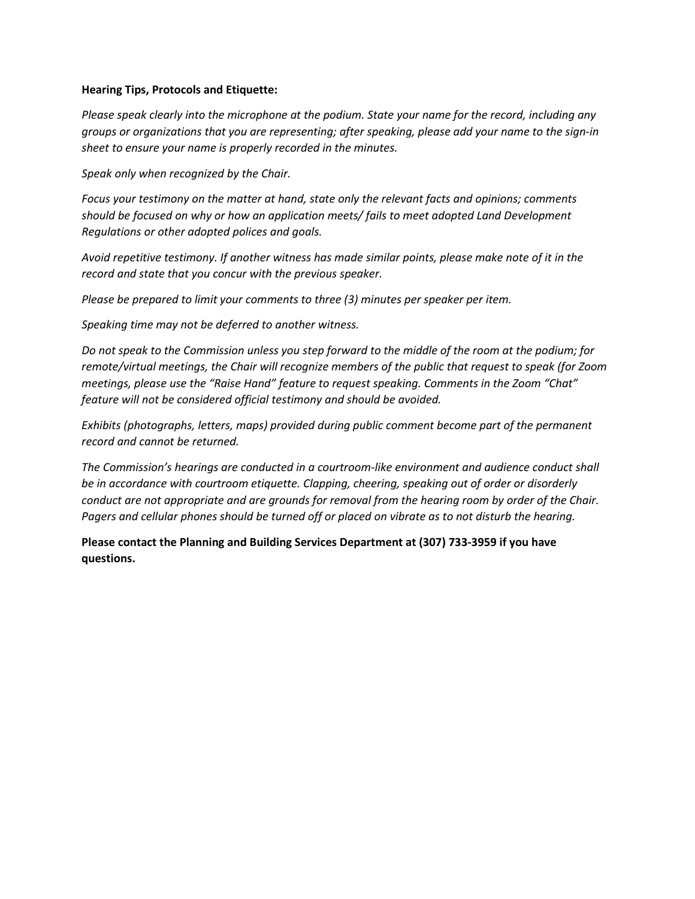**Hearing Tips, Protocols and Etiquette:**

*Please speak clearly into the microphone at the podium. State your name for the record, including any groups or organizations that you are representing; after speaking, please add your name to the sign-in sheet to ensure your name is properly recorded in the minutes.*

*Speak only when recognized by the Chair.*

*Focus your testimony on the matter at hand, state only the relevant facts and opinions; comments should be focused on why or how an application meets/ fails to meet adopted Land Development Regulations or other adopted polices and goals.*

*Avoid repetitive testimony. If another witness has made similar points, please make note of it in the record and state that you concur with the previous speaker.*

*Please be prepared to limit your comments to three (3) minutes per speaker per item.*

*Speaking time may not be deferred to another witness.*

*Do not speak to the Commission unless you step forward to the middle of the room at the podium; for remote/virtual meetings, the Chair will recognize members of the public that request to speak (for Zoom meetings, please use the "Raise Hand" feature to request speaking. Comments in the Zoom "Chat" feature will not be considered official testimony and should be avoided.*

*Exhibits (photographs, letters, maps) provided during public comment become part of the permanent record and cannot be returned.*

*The Commission's hearings are conducted in a courtroom-like environment and audience conduct shall be in accordance with courtroom etiquette. Clapping, cheering, speaking out of order or disorderly conduct are not appropriate and are grounds for removal from the hearing room by order of the Chair. Pagers and cellular phones should be turned off or placed on vibrate as to not disturb the hearing.*

**Please contact the Planning and Building Services Department at (307) 733-3959 if you have questions.**